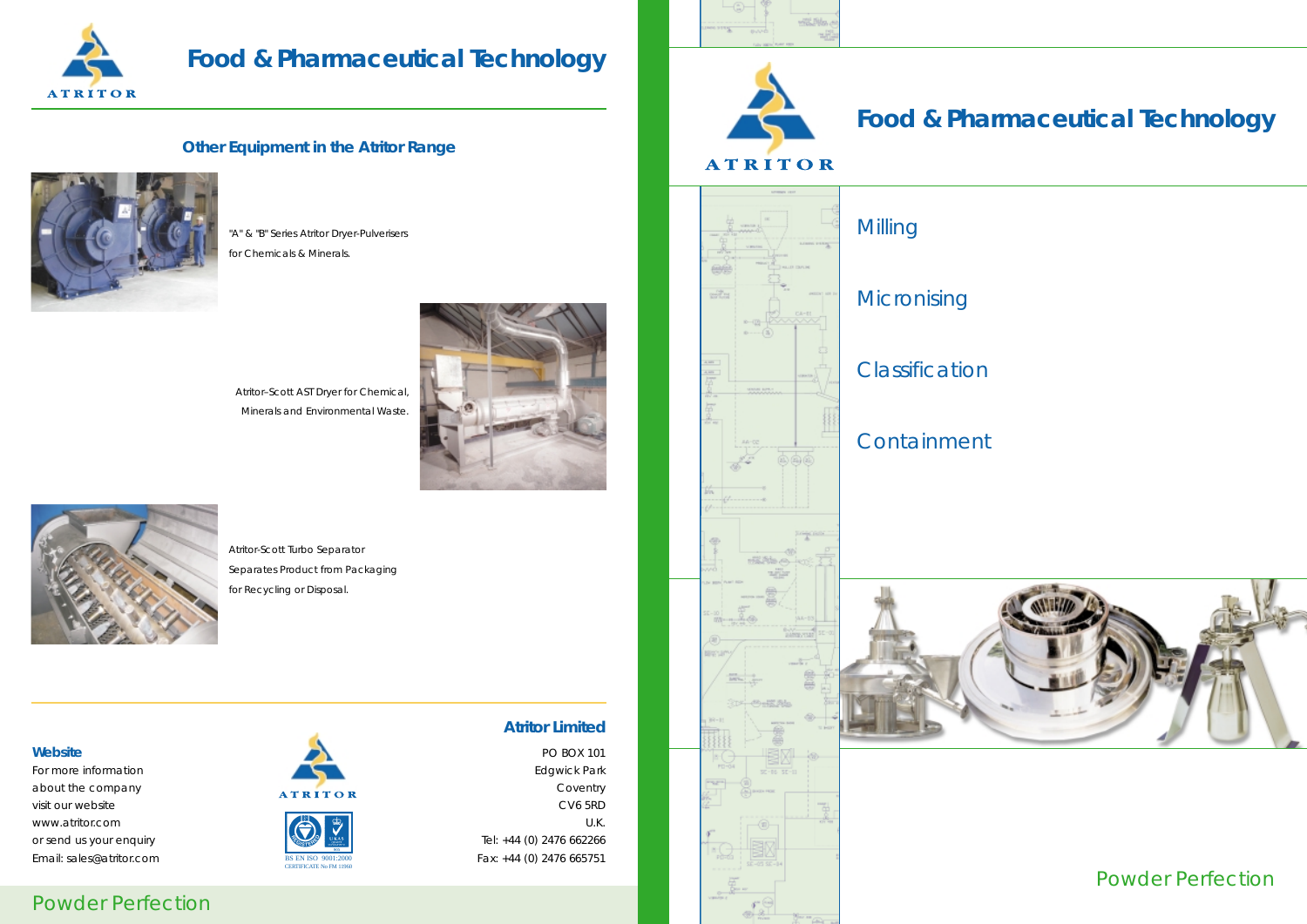# Food & Pharmaceutical Technology

## Other Equipment in the Atritor Range

"A" & "B" Series Atritor Dryer-Pulverisers for Chemicals & Minerals.

Atritor-Scott AST Dryer for Chemical, Minerals and Environmental Waste.

Atritor-Scott Turbo Separator Separates Product from Packaging for Recycling or Disposal.

**Website**

For more information about the company visit our website www.atritor.com or send us your enquiry Email: sales@atritor.com

ATRITOR

BS EN ISO 9001:2000 CERTIFICATE No FM 11960

**Atritor Limited**

PO BOX 101
Edgwick Park
Coventry
CV6 5RD
U.K.
Tel: +44 (0) 2476 662266
Fax: +44 (0) 2476 665751

Powder Perfection

ATRITOR

# Food & Pharmaceutical Technology

Milling

Micronising

Classification

Containment

Powder Perfection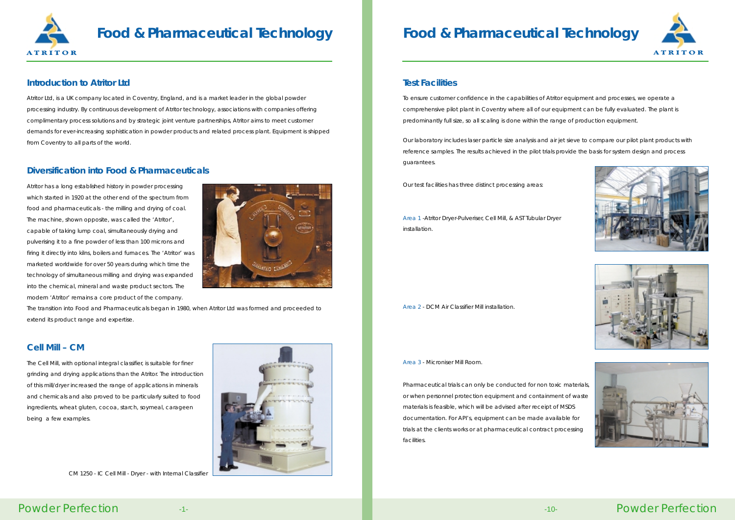# Food & Pharmaceutical Technology

## Introduction to Atritor Ltd

Atritor Ltd, is a UK company located in Coventry, England, and is a market leader in the global powder processing industry. By continuous development of Atritor technology, associations with companies offering complimentary process solutions and by strategic joint venture partnerships, Atritor aims to meet customer demands for ever-increasing sophistication in powder products and related process plant. Equipment is shipped from Coventry to all parts of the world.

## Diversification into Food & Pharmaceuticals

Atritor has a long established history in powder processing which started in 1920 at the other end of the spectrum from food and pharmaceuticals - the milling and drying of coal. The machine, shown opposite, was called the 'Atritor', capable of taking lump coal, simultaneously drying and pulverising it to a fine powder of less than 100 microns and firing it directly into kilns, boilers and furnaces. The 'Atritor' was marketed worldwide for over 50 years during which time the technology of simultaneous milling and drying was expanded into the chemical, mineral and waste product sectors. The modern 'Atritor' remains a core product of the company.

The transition into Food and Pharmaceuticals began in 1980, when Atritor Ltd was formed and proceeded to extend its product range and expertise.

## Cell Mill – CM

The Cell Mill, with optional integral classifier, is suitable for finer grinding and drying applications than the Atritor. The introduction of this mill/dryer increased the range of applications in minerals and chemicals and also proved to be particularly suited to food ingredients, wheat gluten, cocoa, starch, soymeal, carageen being a few examples.

CM 1250 - IC Cell Mill - Dryer - with Internal Classifier

# Food & Pharmaceutical Technology

## Test Facilities

To ensure customer confidence in the capabilities of Atritor equipment and processes, we operate a comprehensive pilot plant in Coventry where all of our equipment can be fully evaluated. The plant is predominantly full size, so all scaling is done within the range of production equipment.

Our laboratory includes laser particle size analysis and air jet sieve to compare our pilot plant products with reference samples. The results achieved in the pilot trials provide the basis for system design and process guarantees.

Our test facilities has three distinct processing areas:

Area 1 -Atritor Dryer-Pulveriser, Cell Mill, & AST Tubular Dryer installation.

Area 2 - DCM Air Classifier Mill installation.

Area 3 - Microniser Mill Room.

Pharmaceutical trials can only be conducted for non toxic materials, or when personnel protection equipment and containment of waste materials is feasible, which will be advised after receipt of MSDS documentation. For API's, equipment can be made available for trials at the clients works or at pharmaceutical contract processing facilities.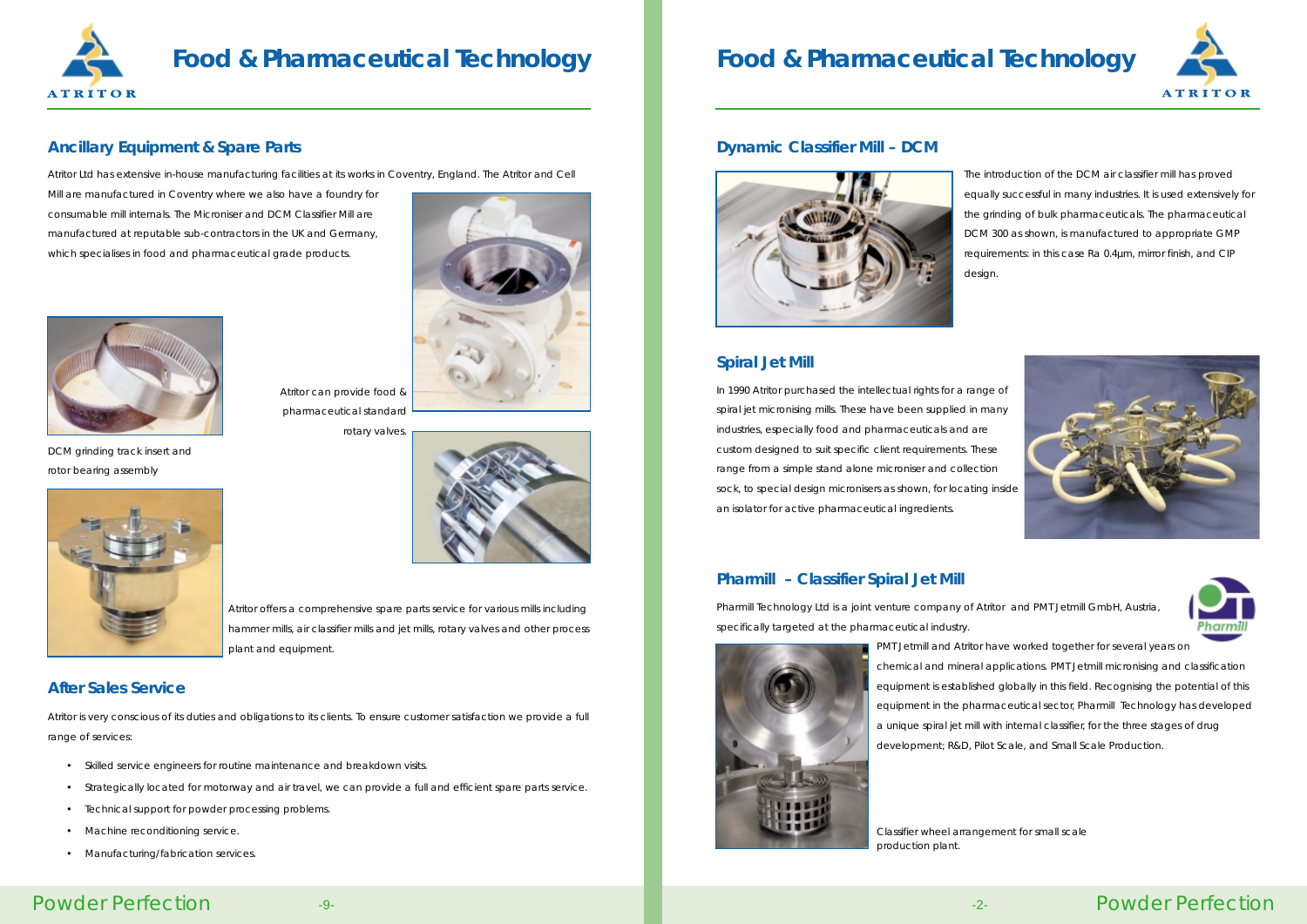# Food & Pharmaceutical Technology

## Ancillary Equipment & Spare Parts

Atritor Ltd has extensive in-house manufacturing facilities at its works in Coventry, England. The Atritor and Cell Mill are manufactured in Coventry where we also have a foundry for consumable mill internals. The Microniser and DCM Classifier Mill are manufactured at reputable sub-contractors in the UK and Germany, which specialises in food and pharmaceutical grade products.

DCM grinding track insert and rotor bearing assembly

Atritor can provide food & pharmaceutical standard rotary valves.

Atritor offers a comprehensive spare parts service for various mills including hammer mills, air classifier mills and jet mills, rotary valves and other process plant and equipment.

## After Sales Service

Atritor is very conscious of its duties and obligations to its clients. To ensure customer satisfaction we provide a full range of services:

- Skilled service engineers for routine maintenance and breakdown visits.
- Strategically located for motorway and air travel, we can provide a full and efficient spare parts service.
- Technical support for powder processing problems.
- Machine reconditioning service.
- Manufacturing/fabrication services.

# Food & Pharmaceutical Technology

## Dynamic Classifier Mill – DCM

The introduction of the DCM air classifier mill has proved equally successful in many industries. It is used extensively for the grinding of bulk pharmaceuticals. The pharmaceutical DCM 300 as shown, is manufactured to appropriate GMP requirements: in this case Ra 0.4µm, mirror finish, and CIP design.

## Spiral Jet Mill

In 1990 Atritor purchased the intellectual rights for a range of spiral jet micronising mills. These have been supplied in many industries, especially food and pharmaceuticals and are custom designed to suit specific client requirements. These range from a simple stand alone microniser and collection sock, to special design micronisers as shown, for locating inside an isolator for active pharmaceutical ingredients.

## Pharmill – Classifier Spiral Jet Mill

Pharmill Technology Ltd is a joint venture company of Atritor and PMT Jetmill GmbH, Austria, specifically targeted at the pharmaceutical industry.

PMT Jetmill and Atritor have worked together for several years on chemical and mineral applications. PMT Jetmill micronising and classification equipment is established globally in this field. Recognising the potential of this equipment in the pharmaceutical sector, Pharmill Technology has developed a unique spiral jet mill with internal classifier, for the three stages of drug development; R&D, Pilot Scale, and Small Scale Production.

Classifier wheel arrangement for small scale production plant.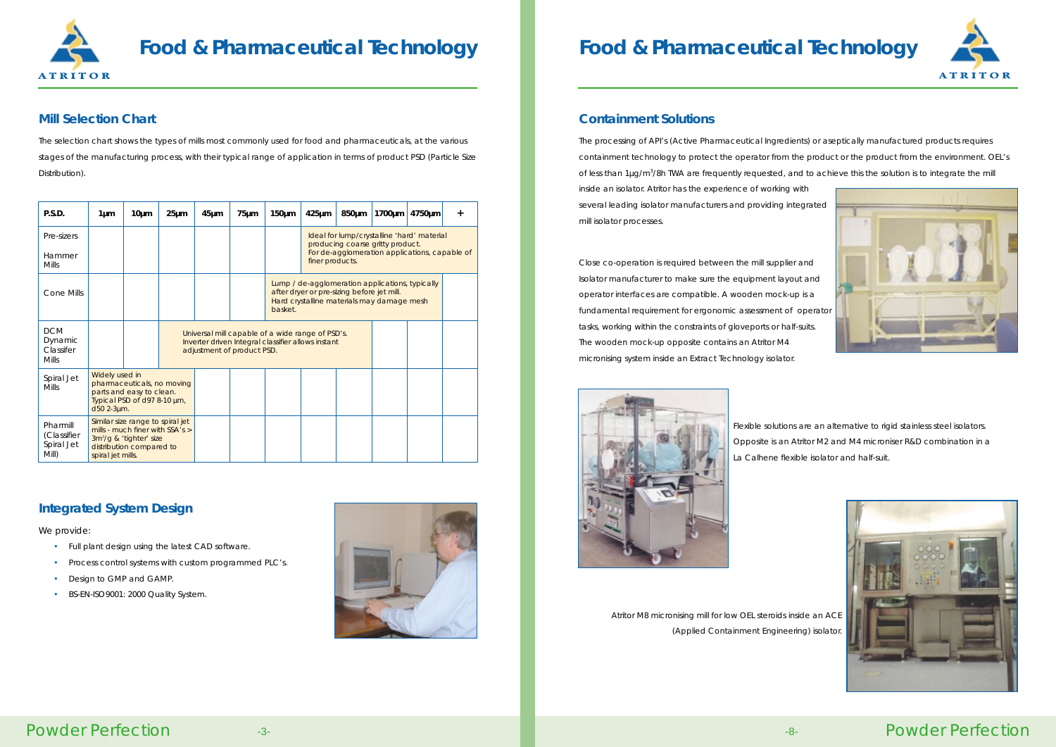# Food & Pharmaceutical Technology

## Mill Selection Chart

The selection chart shows the types of mills most commonly used for food and pharmaceuticals, at the various stages of the manufacturing process, with their typical range of application in terms of product PSD (Particle Size Distribution).

| P.S.D. | 1µm | 10µm | 25µm | 45µm | 75µm | 150µm | 425µm | 850µm | 1700µm | 4750µm | + |
|---|---|---|---|---|---|---|---|---|---|---|---|
| Pre-sizers<br>Hammer Mills | | | | | | | Ideal for lump/crystalline 'hard' material producing coarse gritty product. For de-agglomeration applications, capable of finer products. | | | | |
| Cone Mills | | | | | | Lump / de-agglomeration applications, typically after dryer or pre-sizing before jet mill. Hard crystalline materials may damage mesh basket. | | | | | |
| DCM Dynamic Classifer Mills | | | Universal mill capable of a wide range of PSD's. Inverter driven Integral classifier allows instant adjustment of product PSD. | | | | | | | | |
| Spiral Jet Mills | Widely used in pharmaceuticals, no moving parts and easy to clean. Typical PSD of d97 8-10 µm, d50 2-3µm. | | | | | | | | | | |
| Pharmill (Classifier Spiral Jet Mill) | Similar size range to spiral jet mills - much finer with SSA's > 3m²/g & 'tighter' size distribution compared to spiral jet mills. | | | | | | | | | | |

## Integrated System Design

We provide:

- Full plant design using the latest CAD software.
- Process control systems with custom programmed PLC's.
- Design to GMP and GAMP.
- BS-EN-ISO9001: 2000 Quality System.

## Containment Solutions

The processing of API's (Active Pharmaceutical Ingredients) or aseptically manufactured products requires containment technology to protect the operator from the product or the product from the environment. OEL's of less than 1µg/m³/8h TWA are frequently requested, and to achieve this the solution is to integrate the mill inside an isolator. Atritor has the experience of working with several leading isolator manufacturers and providing integrated mill isolator processes.

Close co-operation is required between the mill supplier and Isolator manufacturer to make sure the equipment layout and operator interfaces are compatible. A wooden mock-up is a fundamental requirement for ergonomic assessment of operator tasks, working within the constraints of gloveports or half-suits. The wooden mock-up opposite contains an Atritor M4 micronising system inside an Extract Technology isolator.

Flexible solutions are an alternative to rigid stainless steel isolators. Opposite is an Atritor M2 and M4 microniser R&D combination in a La Calhene flexible isolator and half-suit.

Atritor M8 micronising mill for low OEL steroids inside an ACE (Applied Containment Engineering) isolator.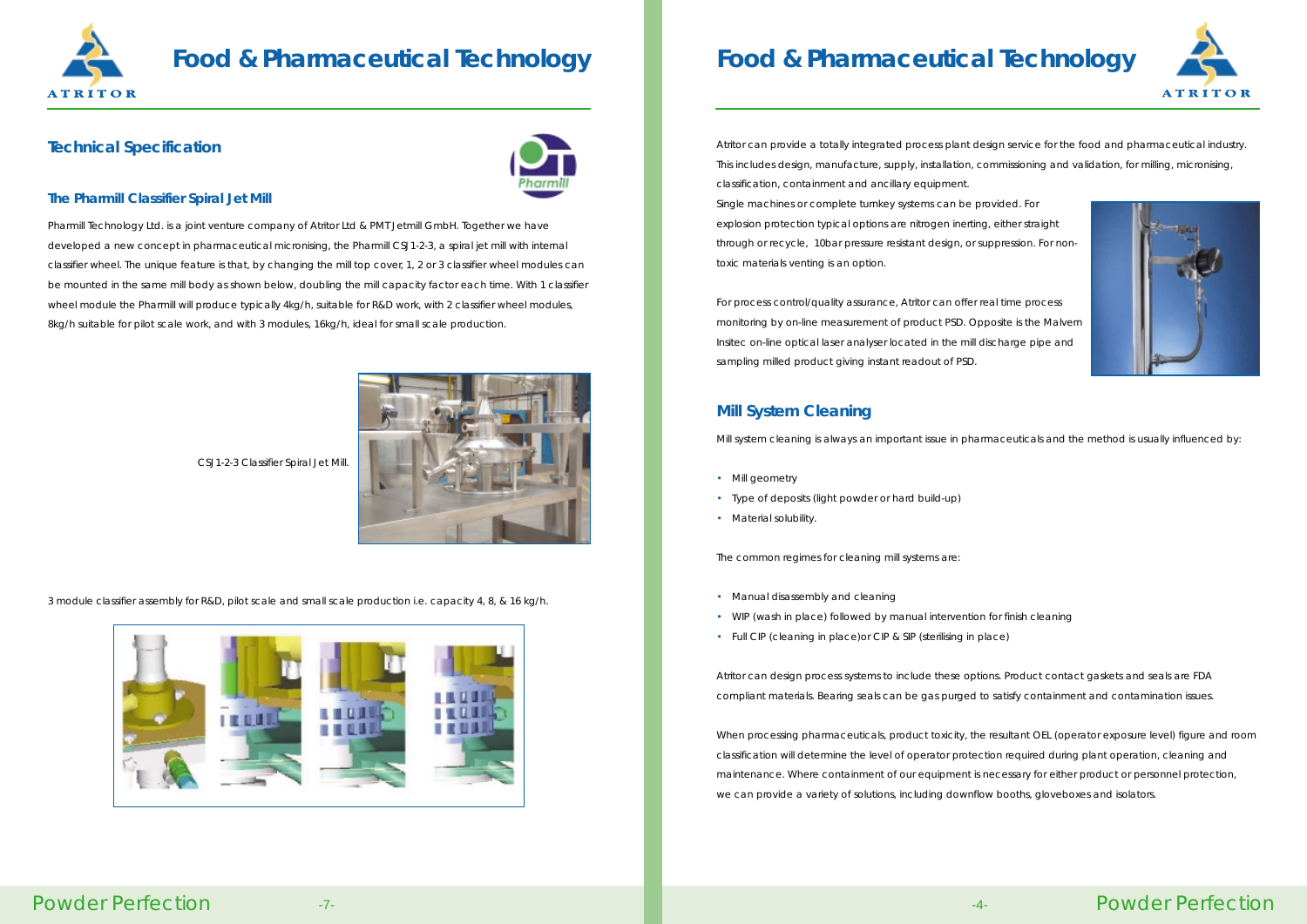# Food & Pharmaceutical Technology

## Technical Specification

### The Pharmill Classifier Spiral Jet Mill

Pharmill Technology Ltd. is a joint venture company of Atritor Ltd & PMT Jetmill GmbH. Together we have developed a new concept in pharmaceutical micronising, the Pharmill CSJ1-2-3, a spiral jet mill with internal classifier wheel. The unique feature is that, by changing the mill top cover, 1, 2 or 3 classifier wheel modules can be mounted in the same mill body as shown below, doubling the mill capacity factor each time. With 1 classifier wheel module the Pharmill will produce typically 4kg/h, suitable for R&D work, with 2 classifier wheel modules, 8kg/h suitable for pilot scale work, and with 3 modules, 16kg/h, ideal for small scale production.

CSJ1-2-3 Classifier Spiral Jet Mill.

3 module classifier assembly for R&D, pilot scale and small scale production i.e. capacity 4, 8, & 16 kg/h.

# Food & Pharmaceutical Technology

Atritor can provide a totally integrated process plant design service for the food and pharmaceutical industry. This includes design, manufacture, supply, installation, commissioning and validation, for milling, micronising, classification, containment and ancillary equipment.

Single machines or complete turnkey systems can be provided. For explosion protection typical options are nitrogen inerting, either straight through or recycle, 10bar pressure resistant design, or suppression. For non-toxic materials venting is an option.

For process control/quality assurance, Atritor can offer real time process monitoring by on-line measurement of product PSD. Opposite is the Malvern Insitec on-line optical laser analyser located in the mill discharge pipe and sampling milled product giving instant readout of PSD.

## Mill System Cleaning

Mill system cleaning is always an important issue in pharmaceuticals and the method is usually influenced by:

- Mill geometry
- Type of deposits (light powder or hard build-up)
- Material solubility.

The common regimes for cleaning mill systems are:

- Manual disassembly and cleaning
- WIP (wash in place) followed by manual intervention for finish cleaning
- Full CIP (cleaning in place)or CIP & SIP (sterilising in place)

Atritor can design process systems to include these options. Product contact gaskets and seals are FDA compliant materials. Bearing seals can be gas purged to satisfy containment and contamination issues.

When processing pharmaceuticals, product toxicity, the resultant OEL (operator exposure level) figure and room classification will determine the level of operator protection required during plant operation, cleaning and maintenance. Where containment of our equipment is necessary for either product or personnel protection, we can provide a variety of solutions, including downflow booths, gloveboxes and isolators.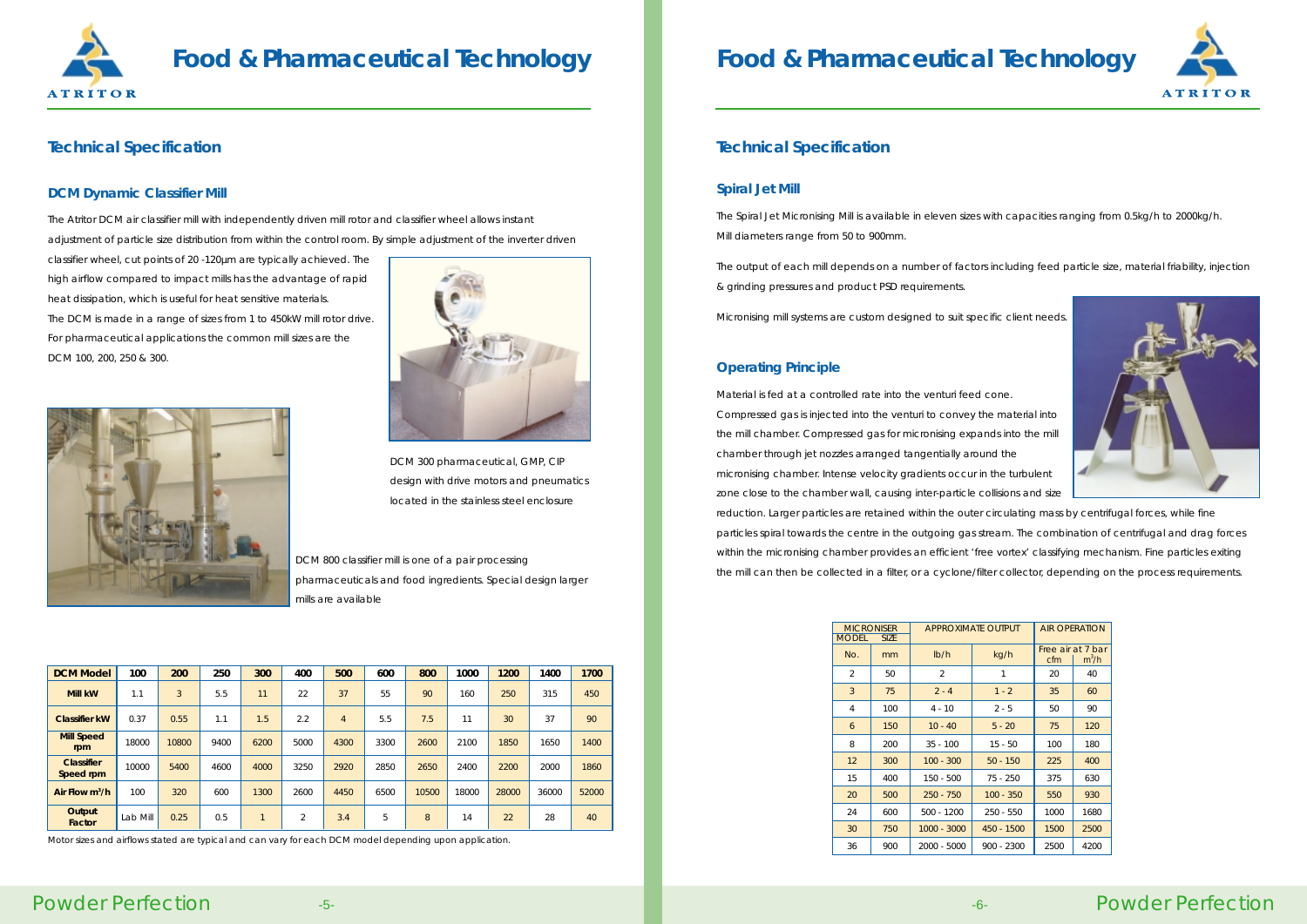# Food & Pharmaceutical Technology

## Technical Specification

### DCM Dynamic Classifier Mill

The Atritor DCM air classifier mill with independently driven mill rotor and classifier wheel allows instant adjustment of particle size distribution from within the control room. By simple adjustment of the inverter driven classifier wheel, cut points of 20 -120µm are typically achieved. The high airflow compared to impact mills has the advantage of rapid heat dissipation, which is useful for heat sensitive materials.
The DCM is made in a range of sizes from 1 to 450kW mill rotor drive. For pharmaceutical applications the common mill sizes are the DCM 100, 200, 250 & 300.

DCM 300 pharmaceutical, GMP, CIP design with drive motors and pneumatics located in the stainless steel enclosure

DCM 800 classifier mill is one of a pair processing pharmaceuticals and food ingredients. Special design larger mills are available

| DCM Model | 100 | 200 | 250 | 300 | 400 | 500 | 600 | 800 | 1000 | 1200 | 1400 | 1700 |
|---|---|---|---|---|---|---|---|---|---|---|---|---|
| Mill kW | 1.1 | 3 | 5.5 | 11 | 22 | 37 | 55 | 90 | 160 | 250 | 315 | 450 |
| Classifier kW | 0.37 | 0.55 | 1.1 | 1.5 | 2.2 | 4 | 5.5 | 7.5 | 11 | 30 | 37 | 90 |
| Mill Speed rpm | 18000 | 10800 | 9400 | 6200 | 5000 | 4300 | 3300 | 2600 | 2100 | 1850 | 1650 | 1400 |
| Classifier Speed rpm | 10000 | 5400 | 4600 | 4000 | 3250 | 2920 | 2850 | 2650 | 2400 | 2200 | 2000 | 1860 |
| Air Flow $m^3/h$ | 100 | 320 | 600 | 1300 | 2600 | 4450 | 6500 | 10500 | 18000 | 28000 | 36000 | 52000 |
| Output Factor | Lab Mill | 0.25 | 0.5 | 1 | 2 | 3.4 | 5 | 8 | 14 | 22 | 28 | 40 |

Motor sizes and airflows stated are typical and can vary for each DCM model depending upon application.

# Food & Pharmaceutical Technology

## Technical Specification

### Spiral Jet Mill

The Spiral Jet Micronising Mill is available in eleven sizes with capacities ranging from 0.5kg/h to 2000kg/h. Mill diameters range from 50 to 900mm.

The output of each mill depends on a number of factors including feed particle size, material friability, injection & grinding pressures and product PSD requirements.

Micronising mill systems are custom designed to suit specific client needs.

### Operating Principle

Material is fed at a controlled rate into the venturi feed cone.
Compressed gas is injected into the venturi to convey the material into the mill chamber. Compressed gas for micronising expands into the mill chamber through jet nozzles arranged tangentially around the micronising chamber. Intense velocity gradients occur in the turbulent zone close to the chamber wall, causing inter-particle collisions and size reduction. Larger particles are retained within the outer circulating mass by centrifugal forces, while fine particles spiral towards the centre in the outgoing gas stream. The combination of centrifugal and drag forces within the micronising chamber provides an efficient 'free vortex' classifying mechanism. Fine particles exiting the mill can then be collected in a filter, or a cyclone/filter collector, depending on the process requirements.

| MICRONISER MODEL | SIZE | APPROXIMATE OUTPUT | | AIR OPERATION Free air at 7 bar | |
|---|---|---|---|---|---|
| No. | mm | lb/h | kg/h | cfm | $m^3/h$ |
| 2 | 50 | 2 | 1 | 20 | 40 |
| 3 | 75 | 2 - 4 | 1 - 2 | 35 | 60 |
| 4 | 100 | 4 - 10 | 2 - 5 | 50 | 90 |
| 6 | 150 | 10 - 40 | 5 - 20 | 75 | 120 |
| 8 | 200 | 35 - 100 | 15 - 50 | 100 | 180 |
| 12 | 300 | 100 - 300 | 50 - 150 | 225 | 400 |
| 15 | 400 | 150 - 500 | 75 - 250 | 375 | 630 |
| 20 | 500 | 250 - 750 | 100 - 350 | 550 | 930 |
| 24 | 600 | 500 - 1200 | 250 - 550 | 1000 | 1680 |
| 30 | 750 | 1000 - 3000 | 450 - 1500 | 1500 | 2500 |
| 36 | 900 | 2000 - 5000 | 900 - 2300 | 2500 | 4200 |